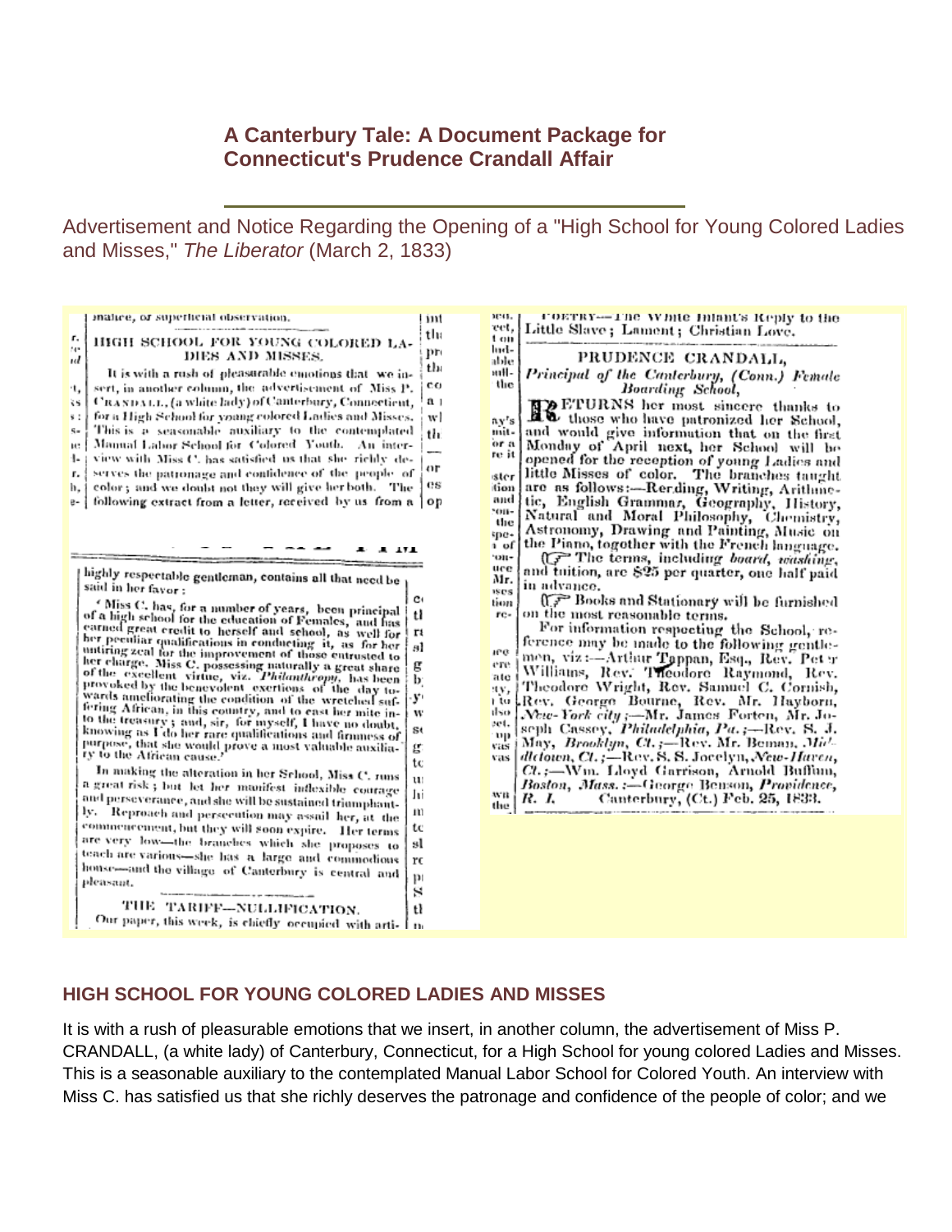## A Canterbury Tale: A Document Package for Connecticut's Prudence Crandall Affair

Advertisement and Notice Regarding the Opening of a "High School for Young Colored Ladies and Misses," *The Liberator* (March 2, 1833)

malice, or superficial observation.

### HIGH SCHOOL FOR YOUNG COLORED LADIES AND MISSES.

It is with a rush of pleasurable emotions that we insert, in another column, the advertisement of Miss P. CRANDALL, (a white lady) of Canterbury, Connecticut, for a High School for young colored Ladies and Misses. This is a seasonable auxiliary to the contemplated Manual Labor School for Colored Youth. An interview with Miss C. has satisfied us that she richly deserves the patronage and confidence of the people of color; and we doubt not they will give her both. The following extract from a letter, received by us from a highly respectable gentleman, contains all that need be said in her favor:

'Miss C. has, for a number of years, been principal of a high school for the education of Females, and has earned great credit to herself and school, as well for her peculiar qualifications in conducting it, as for her untiring zeal for the improvement of those entrusted to her charge. Miss C. possessing naturally a great share of the excellent virtue, viz. *Philanthropy*, has been provoked by the benevolent exertions of the day towards ameliorating the condition of the wretched suffering African, in this country, and to cast her mite into the treasury; and, sir, for myself, I have no doubt, knowing as I do her rare qualifications and firmness of purpose, that she would prove a most valuable auxiliary to the African cause.'

In making the alteration in her School, Miss C. runs a great risk; but let her manifest inflexible courage and perseverance, and she will be sustained triumphantly. Reproach and persecution may assail her, at the commencement, but they will soon expire. Her terms are very low—the branches which she proposes to teach are various—she has a large and commodious house—and the village of Canterbury is central and pleasant.

THE TARIFF—NULLIFICATION.

Our paper, this week, is chiefly occupied with arti-

POETRY—The White Infant's Reply to the Little Slave; Lament; Christian Love.

### PRUDENCE CRANDALL,

*Principal of the Canterbury, (Conn.) Female Boarding School,*

RETURNS her most sincere thanks to those who have patronized her School, and would give information that on the first Monday of April next, her School will be opened for the reception of young Ladies and little Misses of color. The branches taught are as follows:—Reading, Writing, Arithmetic, English Grammar, Geography, History, Natural and Moral Philosophy, Chemistry, Astronomy, Drawing and Painting, Music on the Piano, together with the French language.

☞ The terms, including *board, washing,* and tuition, are $25 per quarter, one half paid in advance.

☞ Books and Stationary will be furnished on the most reasonable terms.

For information respecting the School, reference may be made to the following gentlemen, viz:—Arthur Tappan, Esq., Rev. Peter Williams, Rev. Theodore Raymond, Rev. Theodore Wright, Rev. Samuel C. Cornish, Rev. George Bourne, Rev. Mr. Hayborn, *New-York city;*—Mr. James Forten, Mr. Joseph Cassey, *Philadelphia, Pa.;*—Rev. S. J. May, *Brooklyn, Ct.;*—Rev. Mr. Beman, *Middletown, Ct.;*—Rev. S. S. Jocelyn, *New-Haven, Ct.;*—Wm. Lloyd Garrison, Arnold Buffum, *Boston, Mass.:*—George Benson, *Providence, R. I.*

Canterbury, (Ct.) Feb. 25, 1833.

### HIGH SCHOOL FOR YOUNG COLORED LADIES AND MISSES

It is with a rush of pleasurable emotions that we insert, in another column, the advertisement of Miss P. CRANDALL, (a white lady) of Canterbury, Connecticut, for a High School for young colored Ladies and Misses. This is a seasonable auxiliary to the contemplated Manual Labor School for Colored Youth. An interview with Miss C. has satisfied us that she richly deserves the patronage and confidence of the people of color; and we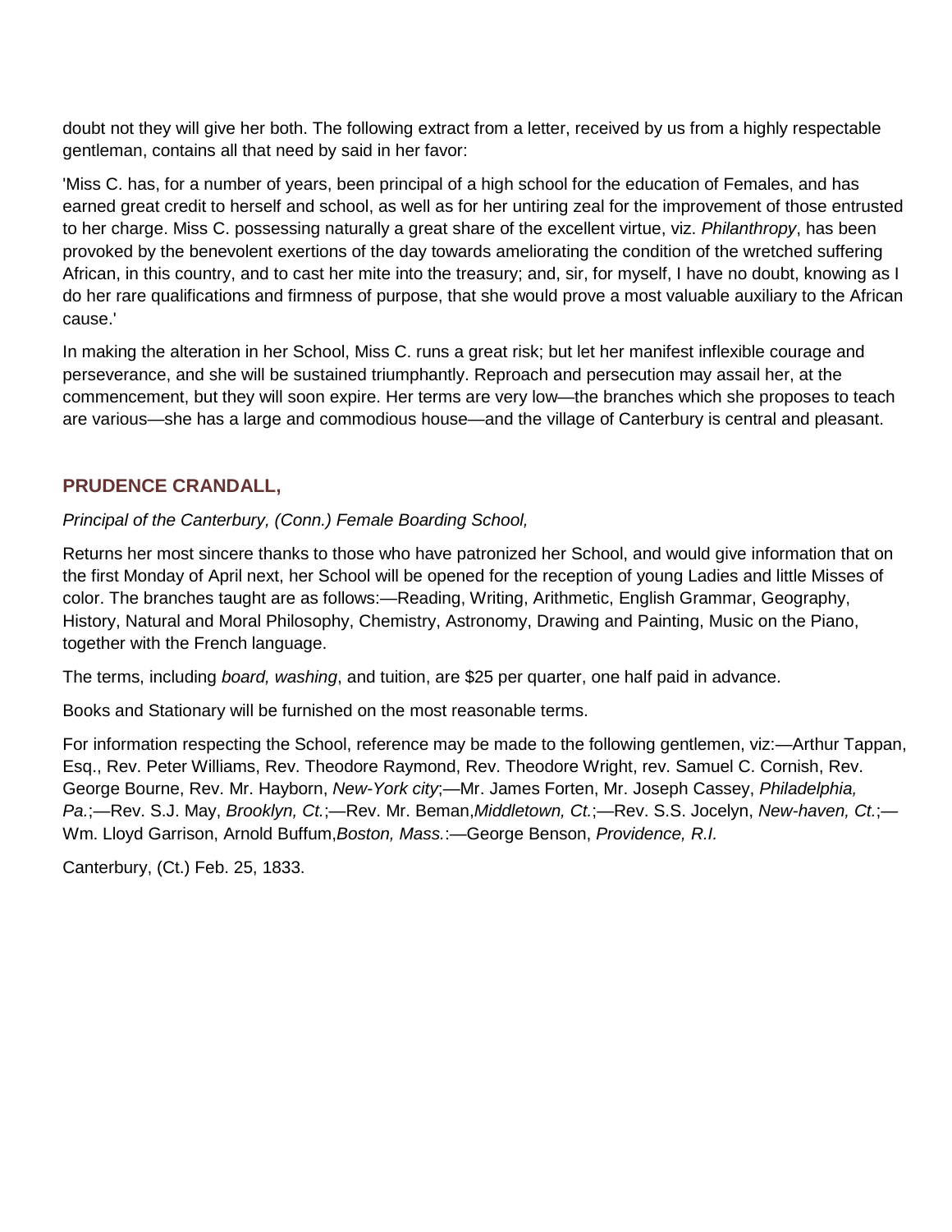doubt not they will give her both. The following extract from a letter, received by us from a highly respectable gentleman, contains all that need by said in her favor:

'Miss C. has, for a number of years, been principal of a high school for the education of Females, and has earned great credit to herself and school, as well as for her untiring zeal for the improvement of those entrusted to her charge. Miss C. possessing naturally a great share of the excellent virtue, viz. *Philanthropy*, has been provoked by the benevolent exertions of the day towards ameliorating the condition of the wretched suffering African, in this country, and to cast her mite into the treasury; and, sir, for myself, I have no doubt, knowing as I do her rare qualifications and firmness of purpose, that she would prove a most valuable auxiliary to the African cause.'

In making the alteration in her School, Miss C. runs a great risk; but let her manifest inflexible courage and perseverance, and she will be sustained triumphantly. Reproach and persecution may assail her, at the commencement, but they will soon expire. Her terms are very low—the branches which she proposes to teach are various—she has a large and commodious house—and the village of Canterbury is central and pleasant.

## PRUDENCE CRANDALL,

*Principal of the Canterbury, (Conn.) Female Boarding School,*

Returns her most sincere thanks to those who have patronized her School, and would give information that on the first Monday of April next, her School will be opened for the reception of young Ladies and little Misses of color. The branches taught are as follows:—Reading, Writing, Arithmetic, English Grammar, Geography, History, Natural and Moral Philosophy, Chemistry, Astronomy, Drawing and Painting, Music on the Piano, together with the French language.

The terms, including *board, washing*, and tuition, are $25 per quarter, one half paid in advance.

Books and Stationary will be furnished on the most reasonable terms.

For information respecting the School, reference may be made to the following gentlemen, viz:—Arthur Tappan, Esq., Rev. Peter Williams, Rev. Theodore Raymond, Rev. Theodore Wright, rev. Samuel C. Cornish, Rev. George Bourne, Rev. Mr. Hayborn, *New-York city*;—Mr. James Forten, Mr. Joseph Cassey, *Philadelphia, Pa.*;—Rev. S.J. May, *Brooklyn, Ct.*;—Rev. Mr. Beman,*Middletown, Ct.*;—Rev. S.S. Jocelyn, *New-haven, Ct.*;—Wm. Lloyd Garrison, Arnold Buffum,*Boston, Mass.*:—George Benson, *Providence, R.I.*

Canterbury, (Ct.) Feb. 25, 1833.